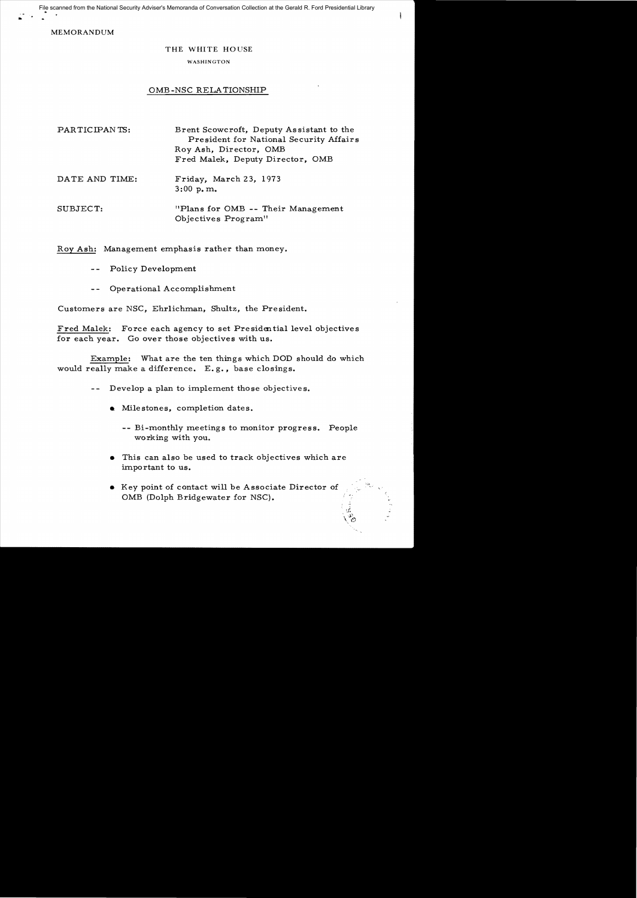MEMORANDUM

THE WHITE HOUSE

WASHINGTON

OMB-NSC RELATIONSHIP

PARTICIPANTS: Brent Scowcroft, Deputy Assistant to the President for National Security Affairs
Roy Ash, Director, OMB
Fred Malek, Deputy Director, OMB

DATE AND TIME: Friday, March 23, 1973
3:00 p.m.

SUBJECT: "Plans for OMB -- Their Management Objectives Program"

Roy Ash: Management emphasis rather than money.

- -- Policy Development
- -- Operational Accomplishment

Customers are NSC, Ehrlichman, Shultz, the President.

Fred Malek: Force each agency to set Presidential level objectives for each year. Go over those objectives with us.

Example: What are the ten things which DOD should do which would really make a difference. E.g., base closings.

- -- Develop a plan to implement those objectives.
  - Milestones, completion dates.
    - -- Bi-monthly meetings to monitor progress. People working with you.
  - This can also be used to track objectives which are important to us.
  - Key point of contact will be Associate Director of OMB (Dolph Bridgewater for NSC).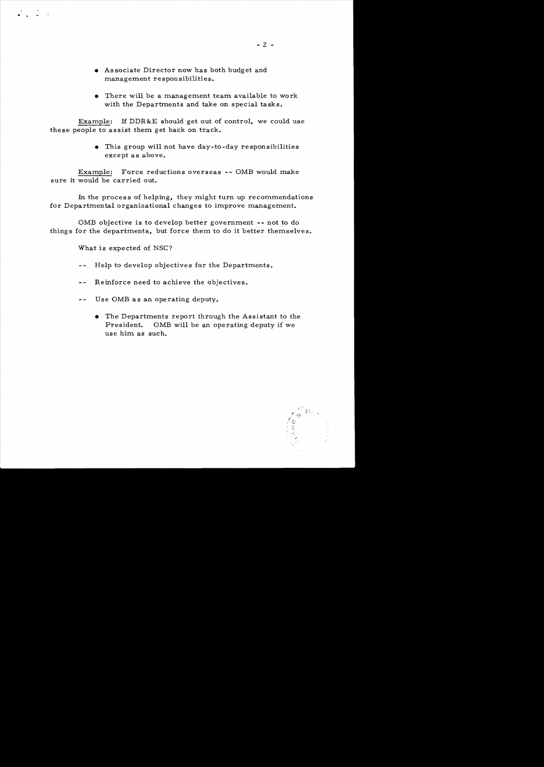- Associate Director now has both budget and management responsibilities.

- There will be a management team available to work with the Departments and take on special tasks.

Example: If DDR&E should get out of control, we could use these people to assist them get back on track.

  - This group will not have day-to-day responsibilities except as above.

Example: Force reductions overseas -- OMB would make sure it would be carried out.

In the process of helping, they might turn up recommendations for Departmental organizational changes to improve management.

OMB objective is to develop better government -- not to do things for the departments, but force them to do it better themselves.

What is expected of NSC?

-- Help to develop objectives for the Departments.

-- Reinforce need to achieve the objectives.

-- Use OMB as an operating deputy.

  - The Departments report through the Assistant to the President. OMB will be an operating deputy if we use him as such.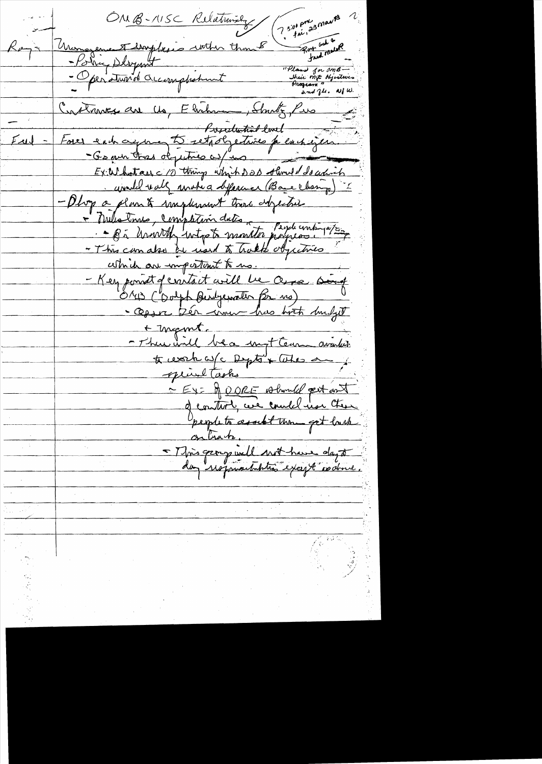OMB-NSC Relationship

(7 3:00 pm
Fri, 23 March)

Roy - Management emphasis rather than
- Policy development
- Operational accomplishment

Roy ask a fund maker

"Plans for OMB — their mgt objectives program" and 7th. w/ W.

Customers are us, Ehrlichman, Shultz, Pres

Presidential level

Fred - Force each agency to set objectives for each year.
- Go over those objectives w/ us
Ex: What are c 10 things which DOD should do which would really make a difference (Base closings) "
- Develop a plan to implement those objectives
- Milestones, completion dates, People contacting / info
- Bi-monthly mtgs to monitor progress.
- This can also be used to track objectives which are important to us.
- Key point of contact will be Assoc Dir of OMB (Dolph Bridgewater for us)
- Assoc Dir now has both budget + mgmt.
- There will be a mgt team available to work w/c Depts + take on special tasks
- Ex: If DDRE should get out of control, we could use their people to assist them get back on track.
- This group will not have day to day responsibilities except as above.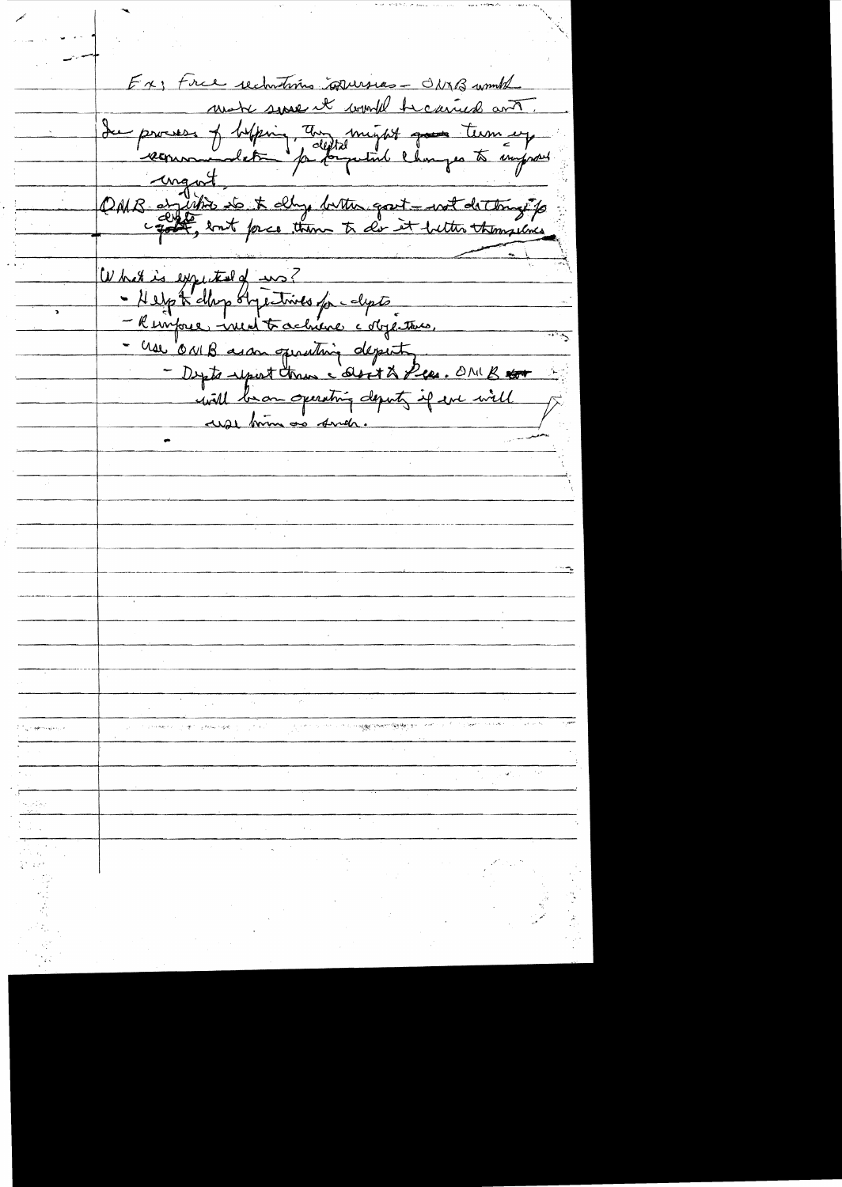Ex: Force reductions overseas – OMB would make sure it would be carried out.

In process of helping, they might turn up recommendations for [digital] organizational changes to improve mgmt.

OMB objective is to help better govt – not do things for depts, but force them to do it better themselves.

What is expected of us?

- Help to develop objectives for depts
- Reinforce need to achieve objectives.
- Use OMB as an operating deputy.
  - Depts report thru Dept to Pres. OMB will be an operating deputy if we will use him as such.